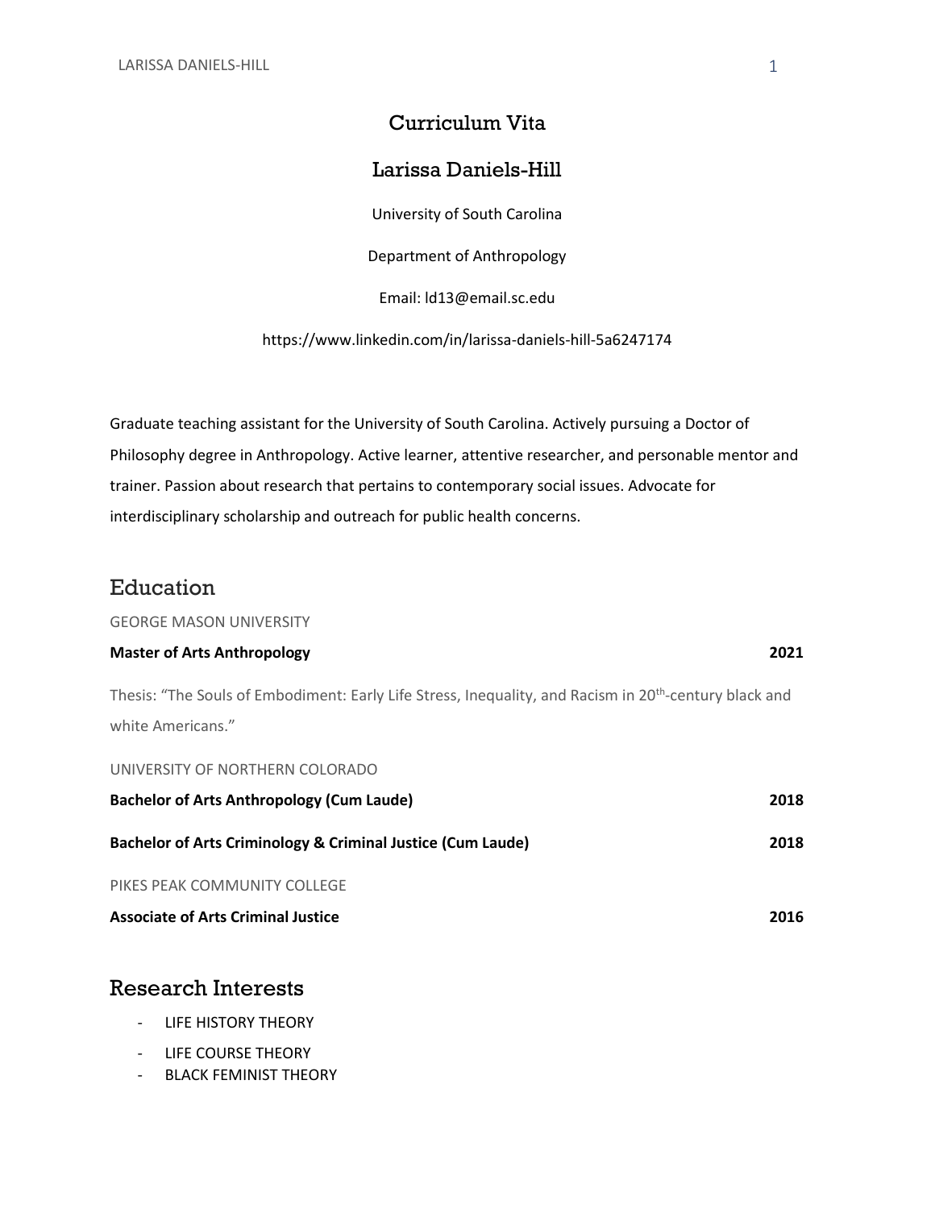# Curriculum Vita

## Larissa Daniels-Hill

University of South Carolina

Department of Anthropology

Email: ld13@email.sc.edu

https://www.linkedin.com/in/larissa-daniels-hill-5a6247174

Graduate teaching assistant for the University of South Carolina. Actively pursuing a Doctor of Philosophy degree in Anthropology. Active learner, attentive researcher, and personable mentor and trainer. Passion about research that pertains to contemporary social issues. Advocate for interdisciplinary scholarship and outreach for public health concerns.

## Education

GEORGE MASON UNIVERSITY

**Master of Arts Anthropology** — **2021**

Thesis: "The Souls of Embodiment: Early Life Stress, Inequality, and Racism in 20th-century black and white Americans."

UNIVERSITY OF NORTHERN COLORADO

**Bachelor of Arts Anthropology (Cum Laude)** — **2018**

**Bachelor of Arts Criminology & Criminal Justice (Cum Laude)** — **2018**

PIKES PEAK COMMUNITY COLLEGE

**Associate of Arts Criminal Justice** — **2016**

## Research Interests

- LIFE HISTORY THEORY
- LIFE COURSE THEORY
- BLACK FEMINIST THEORY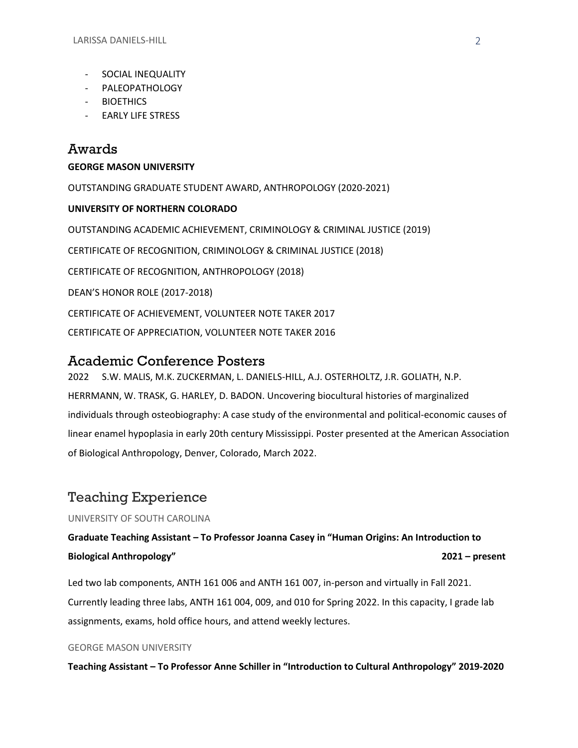- SOCIAL INEQUALITY
- PALEOPATHOLOGY
- BIOETHICS
- EARLY LIFE STRESS

## Awards

**GEORGE MASON UNIVERSITY**

OUTSTANDING GRADUATE STUDENT AWARD, ANTHROPOLOGY (2020-2021)

**UNIVERSITY OF NORTHERN COLORADO**

OUTSTANDING ACADEMIC ACHIEVEMENT, CRIMINOLOGY & CRIMINAL JUSTICE (2019)

CERTIFICATE OF RECOGNITION, CRIMINOLOGY & CRIMINAL JUSTICE (2018)

CERTIFICATE OF RECOGNITION, ANTHROPOLOGY (2018)

DEAN'S HONOR ROLE (2017-2018)

CERTIFICATE OF ACHIEVEMENT, VOLUNTEER NOTE TAKER 2017

CERTIFICATE OF APPRECIATION, VOLUNTEER NOTE TAKER 2016

## Academic Conference Posters

2022 S.W. MALIS, M.K. ZUCKERMAN, L. DANIELS-HILL, A.J. OSTERHOLTZ, J.R. GOLIATH, N.P. HERRMANN, W. TRASK, G. HARLEY, D. BADON. Uncovering biocultural histories of marginalized individuals through osteobiography: A case study of the environmental and political-economic causes of linear enamel hypoplasia in early 20th century Mississippi. Poster presented at the American Association of Biological Anthropology, Denver, Colorado, March 2022.

## Teaching Experience

UNIVERSITY OF SOUTH CAROLINA

**Graduate Teaching Assistant – To Professor Joanna Casey in "Human Origins: An Introduction to Biological Anthropology" 2021 – present**

Led two lab components, ANTH 161 006 and ANTH 161 007, in-person and virtually in Fall 2021. Currently leading three labs, ANTH 161 004, 009, and 010 for Spring 2022. In this capacity, I grade lab assignments, exams, hold office hours, and attend weekly lectures.

GEORGE MASON UNIVERSITY

**Teaching Assistant – To Professor Anne Schiller in "Introduction to Cultural Anthropology" 2019-2020**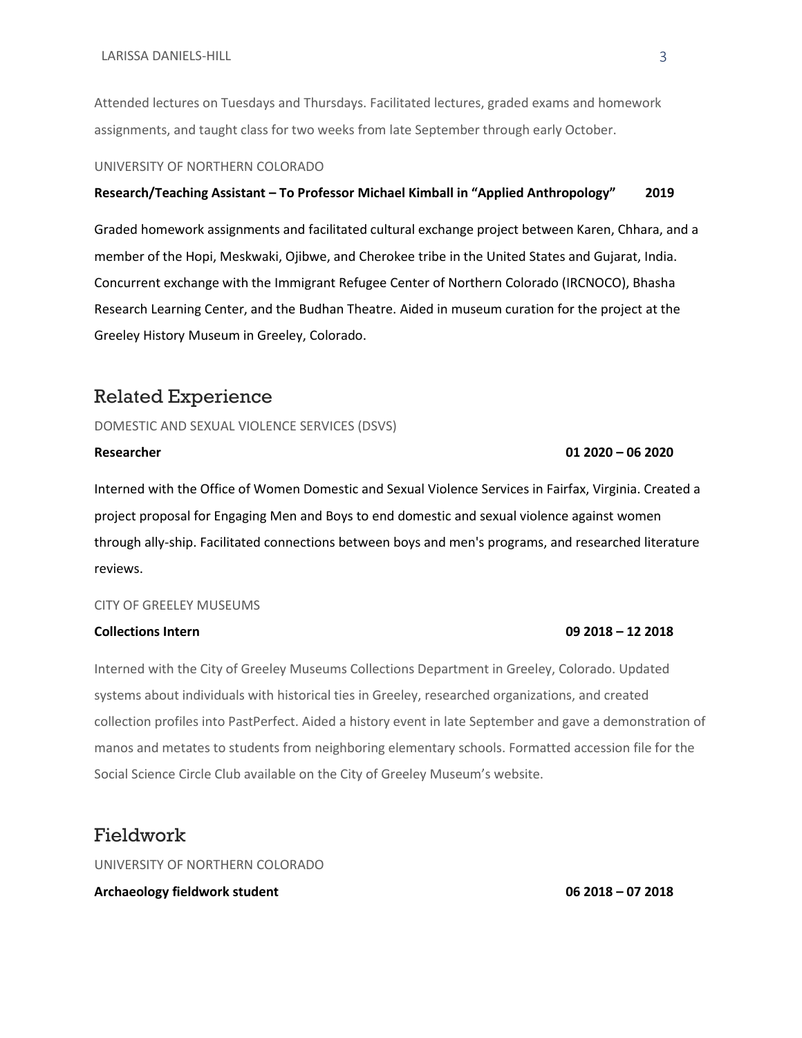Attended lectures on Tuesdays and Thursdays. Facilitated lectures, graded exams and homework assignments, and taught class for two weeks from late September through early October.

UNIVERSITY OF NORTHERN COLORADO

**Research/Teaching Assistant – To Professor Michael Kimball in "Applied Anthropology" 2019**

Graded homework assignments and facilitated cultural exchange project between Karen, Chhara, and a member of the Hopi, Meskwaki, Ojibwe, and Cherokee tribe in the United States and Gujarat, India. Concurrent exchange with the Immigrant Refugee Center of Northern Colorado (IRCNOCO), Bhasha Research Learning Center, and the Budhan Theatre. Aided in museum curation for the project at the Greeley History Museum in Greeley, Colorado.

## Related Experience

DOMESTIC AND SEXUAL VIOLENCE SERVICES (DSVS)

**Researcher 01 2020 – 06 2020**

Interned with the Office of Women Domestic and Sexual Violence Services in Fairfax, Virginia. Created a project proposal for Engaging Men and Boys to end domestic and sexual violence against women through ally-ship. Facilitated connections between boys and men's programs, and researched literature reviews.

CITY OF GREELEY MUSEUMS

**Collections Intern 09 2018 – 12 2018**

Interned with the City of Greeley Museums Collections Department in Greeley, Colorado. Updated systems about individuals with historical ties in Greeley, researched organizations, and created collection profiles into PastPerfect. Aided a history event in late September and gave a demonstration of manos and metates to students from neighboring elementary schools. Formatted accession file for the Social Science Circle Club available on the City of Greeley Museum's website.

## Fieldwork

UNIVERSITY OF NORTHERN COLORADO

**Archaeology fieldwork student 06 2018 – 07 2018**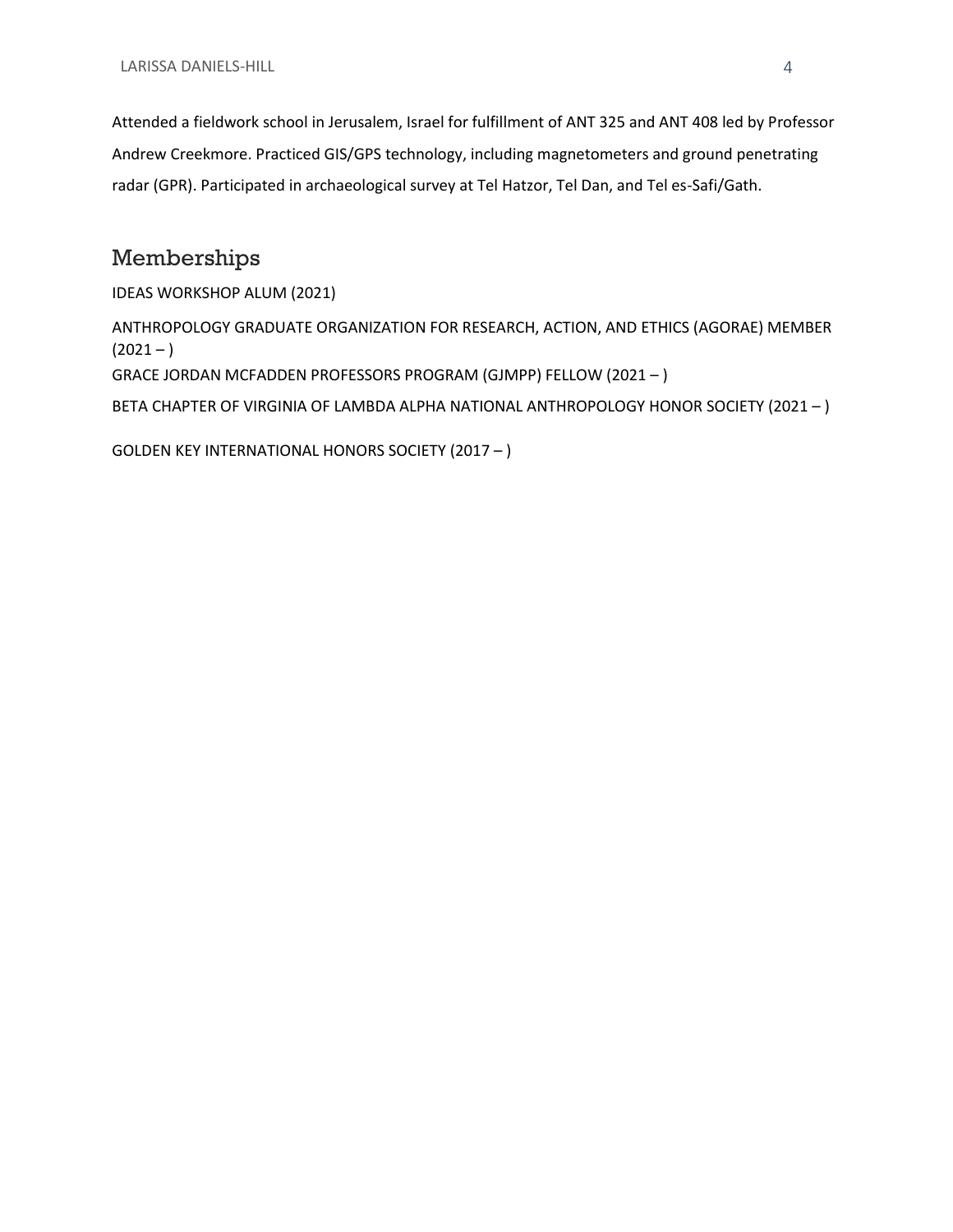Attended a fieldwork school in Jerusalem, Israel for fulfillment of ANT 325 and ANT 408 led by Professor Andrew Creekmore. Practiced GIS/GPS technology, including magnetometers and ground penetrating radar (GPR). Participated in archaeological survey at Tel Hatzor, Tel Dan, and Tel es-Safi/Gath.

## Memberships

IDEAS WORKSHOP ALUM (2021)

ANTHROPOLOGY GRADUATE ORGANIZATION FOR RESEARCH, ACTION, AND ETHICS (AGORAE) MEMBER (2021 – )

GRACE JORDAN MCFADDEN PROFESSORS PROGRAM (GJMPP) FELLOW (2021 – )

BETA CHAPTER OF VIRGINIA OF LAMBDA ALPHA NATIONAL ANTHROPOLOGY HONOR SOCIETY (2021 – )

GOLDEN KEY INTERNATIONAL HONORS SOCIETY (2017 – )